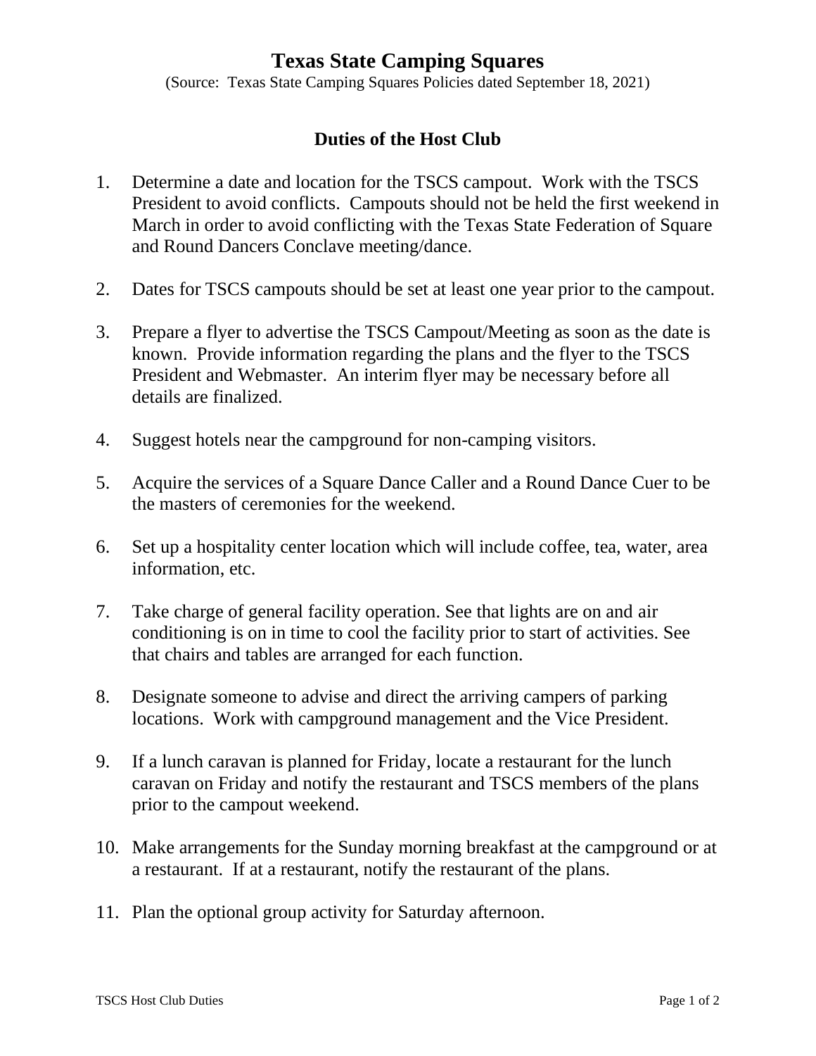# Texas State Camping Squares

(Source: Texas State Camping Squares Policies dated September 18, 2021)

## Duties of the Host Club

1. Determine a date and location for the TSCS campout. Work with the TSCS President to avoid conflicts. Campouts should not be held the first weekend in March in order to avoid conflicting with the Texas State Federation of Square and Round Dancers Conclave meeting/dance.

2. Dates for TSCS campouts should be set at least one year prior to the campout.

3. Prepare a flyer to advertise the TSCS Campout/Meeting as soon as the date is known. Provide information regarding the plans and the flyer to the TSCS President and Webmaster. An interim flyer may be necessary before all details are finalized.

4. Suggest hotels near the campground for non-camping visitors.

5. Acquire the services of a Square Dance Caller and a Round Dance Cuer to be the masters of ceremonies for the weekend.

6. Set up a hospitality center location which will include coffee, tea, water, area information, etc.

7. Take charge of general facility operation. See that lights are on and air conditioning is on in time to cool the facility prior to start of activities. See that chairs and tables are arranged for each function.

8. Designate someone to advise and direct the arriving campers of parking locations. Work with campground management and the Vice President.

9. If a lunch caravan is planned for Friday, locate a restaurant for the lunch caravan on Friday and notify the restaurant and TSCS members of the plans prior to the campout weekend.

10. Make arrangements for the Sunday morning breakfast at the campground or at a restaurant. If at a restaurant, notify the restaurant of the plans.

11. Plan the optional group activity for Saturday afternoon.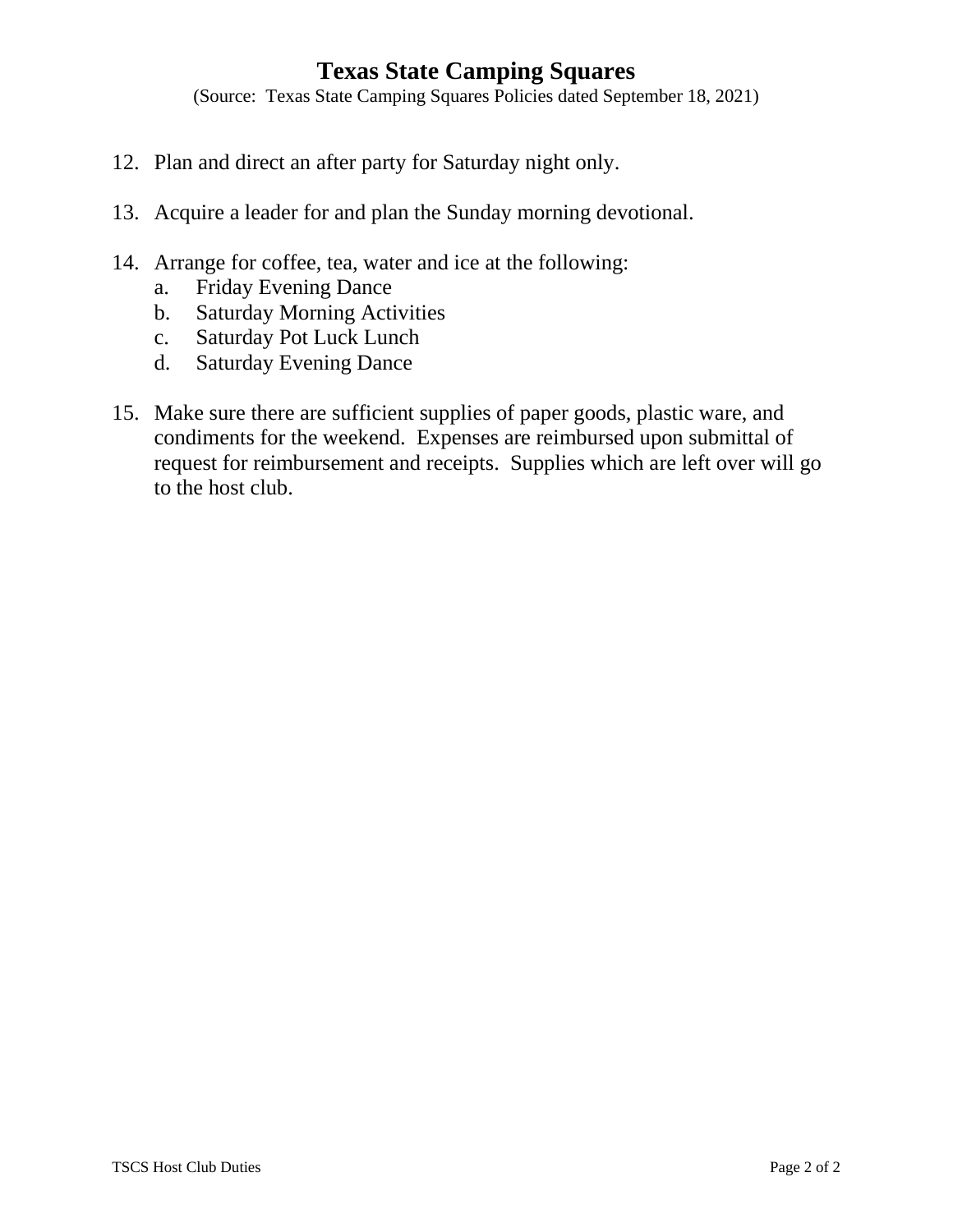# Texas State Camping Squares

(Source: Texas State Camping Squares Policies dated September 18, 2021)

12. Plan and direct an after party for Saturday night only.

13. Acquire a leader for and plan the Sunday morning devotional.

14. Arrange for coffee, tea, water and ice at the following:
    a. Friday Evening Dance
    b. Saturday Morning Activities
    c. Saturday Pot Luck Lunch
    d. Saturday Evening Dance

15. Make sure there are sufficient supplies of paper goods, plastic ware, and condiments for the weekend. Expenses are reimbursed upon submittal of request for reimbursement and receipts. Supplies which are left over will go to the host club.